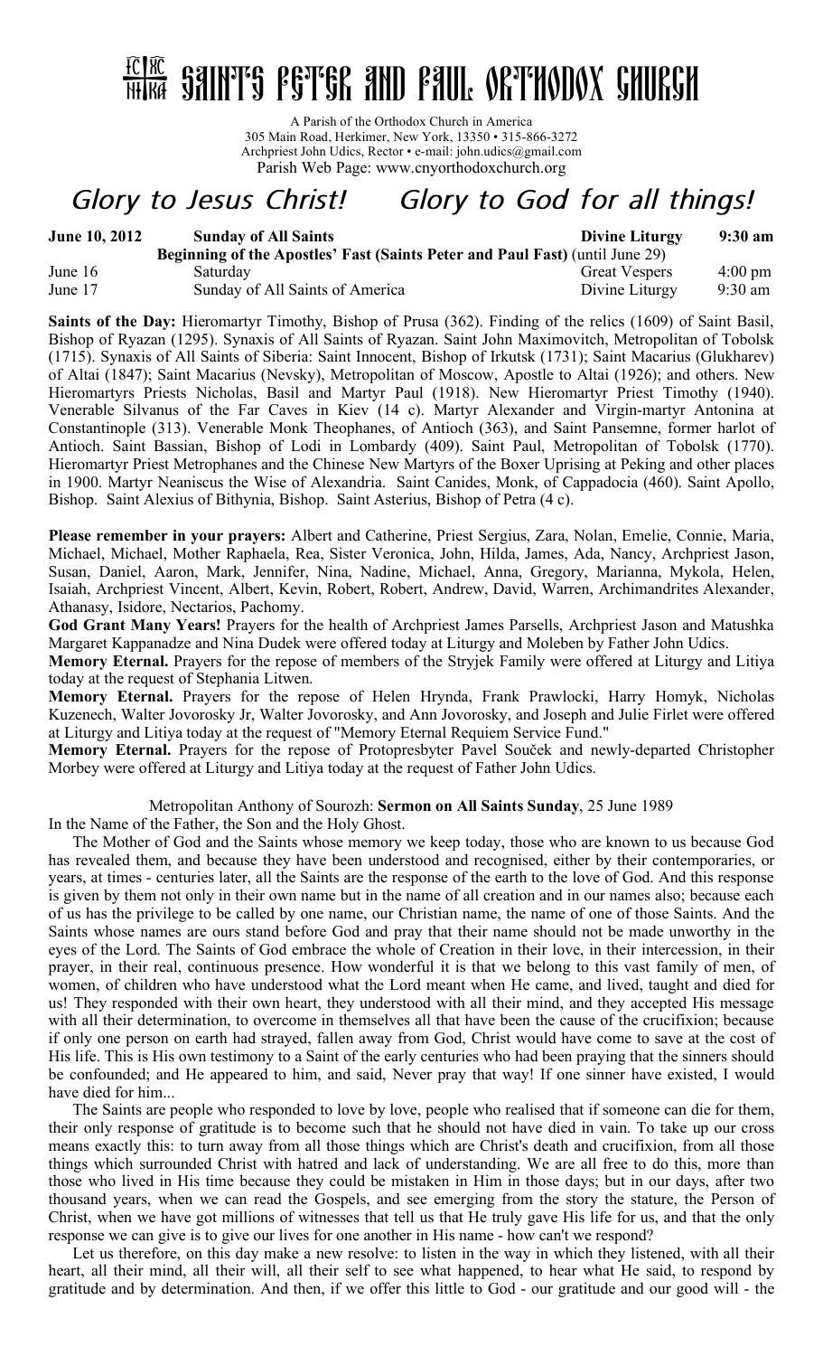# ☩ SAINTS PETER AND PAUL ORTHODOX CHURCH

A Parish of the Orthodox Church in America
305 Main Road, Herkimer, New York, 13350 • 315-866-3272
Archpriest John Udics, Rector • e-mail: john.udics@gmail.com
Parish Web Page: www.cnyorthodoxchurch.org

## *Glory to Jesus Christ! Glory to God for all things!*

| **June 10, 2012** | **Sunday of All Saints** | **Divine Liturgy** | **9:30 am** |
|---|---|---|---|
| | **Beginning of the Apostles' Fast (Saints Peter and Paul Fast)** (until June 29) | | |
| June 16 | Saturday | Great Vespers | 4:00 pm |
| June 17 | Sunday of All Saints of America | Divine Liturgy | 9:30 am |

**Saints of the Day:** Hieromartyr Timothy, Bishop of Prusa (362). Finding of the relics (1609) of Saint Basil, Bishop of Ryazan (1295). Synaxis of All Saints of Ryazan. Saint John Maximovitch, Metropolitan of Tobolsk (1715). Synaxis of All Saints of Siberia: Saint Innocent, Bishop of Irkutsk (1731); Saint Macarius (Glukharev) of Altai (1847); Saint Macarius (Nevsky), Metropolitan of Moscow, Apostle to Altai (1926); and others. New Hieromartyrs Priests Nicholas, Basil and Martyr Paul (1918). New Hieromartyr Priest Timothy (1940). Venerable Silvanus of the Far Caves in Kiev (14 c). Martyr Alexander and Virgin-martyr Antonina at Constantinople (313). Venerable Monk Theophanes, of Antioch (363), and Saint Pansemne, former harlot of Antioch. Saint Bassian, Bishop of Lodi in Lombardy (409). Saint Paul, Metropolitan of Tobolsk (1770). Hieromartyr Priest Metrophanes and the Chinese New Martyrs of the Boxer Uprising at Peking and other places in 1900. Martyr Neaniscus the Wise of Alexandria. Saint Canides, Monk, of Cappadocia (460). Saint Apollo, Bishop. Saint Alexius of Bithynia, Bishop. Saint Asterius, Bishop of Petra (4 c).

**Please remember in your prayers:** Albert and Catherine, Priest Sergius, Zara, Nolan, Emelie, Connie, Maria, Michael, Michael, Mother Raphaela, Rea, Sister Veronica, John, Hilda, James, Ada, Nancy, Archpriest Jason, Susan, Daniel, Aaron, Mark, Jennifer, Nina, Nadine, Michael, Anna, Gregory, Marianna, Mykola, Helen, Isaiah, Archpriest Vincent, Albert, Kevin, Robert, Robert, Andrew, David, Warren, Archimandrites Alexander, Athanasy, Isidore, Nectarios, Pachomy.

**God Grant Many Years!** Prayers for the health of Archpriest James Parsells, Archpriest Jason and Matushka Margaret Kappanadze and Nina Dudek were offered today at Liturgy and Moleben by Father John Udics.

**Memory Eternal.** Prayers for the repose of members of the Stryjek Family were offered at Liturgy and Litiya today at the request of Stephania Litwen.

**Memory Eternal.** Prayers for the repose of Helen Hrynda, Frank Prawlocki, Harry Homyk, Nicholas Kuzenech, Walter Jovorosky Jr, Walter Jovorosky, and Ann Jovorosky, and Joseph and Julie Firlet were offered at Liturgy and Litiya today at the request of "Memory Eternal Requiem Service Fund."

**Memory Eternal.** Prayers for the repose of Protopresbyter Pavel Souček and newly-departed Christopher Morbey were offered at Liturgy and Litiya today at the request of Father John Udics.

Metropolitan Anthony of Sourozh: **Sermon on All Saints Sunday**, 25 June 1989

In the Name of the Father, the Son and the Holy Ghost.

The Mother of God and the Saints whose memory we keep today, those who are known to us because God has revealed them, and because they have been understood and recognised, either by their contemporaries, or years, at times - centuries later, all the Saints are the response of the earth to the love of God. And this response is given by them not only in their own name but in the name of all creation and in our names also; because each of us has the privilege to be called by one name, our Christian name, the name of one of those Saints. And the Saints whose names are ours stand before God and pray that their name should not be made unworthy in the eyes of the Lord. The Saints of God embrace the whole of Creation in their love, in their intercession, in their prayer, in their real, continuous presence. How wonderful it is that we belong to this vast family of men, of women, of children who have understood what the Lord meant when He came, and lived, taught and died for us! They responded with their own heart, they understood with all their mind, and they accepted His message with all their determination, to overcome in themselves all that have been the cause of the crucifixion; because if only one person on earth had strayed, fallen away from God, Christ would have come to save at the cost of His life. This is His own testimony to a Saint of the early centuries who had been praying that the sinners should be confounded; and He appeared to him, and said, Never pray that way! If one sinner have existed, I would have died for him...

The Saints are people who responded to love by love, people who realised that if someone can die for them, their only response of gratitude is to become such that he should not have died in vain. To take up our cross means exactly this: to turn away from all those things which are Christ's death and crucifixion, from all those things which surrounded Christ with hatred and lack of understanding. We are all free to do this, more than those who lived in His time because they could be mistaken in Him in those days; but in our days, after two thousand years, when we can read the Gospels, and see emerging from the story the stature, the Person of Christ, when we have got millions of witnesses that tell us that He truly gave His life for us, and that the only response we can give is to give our lives for one another in His name - how can't we respond?

Let us therefore, on this day make a new resolve: to listen in the way in which they listened, with all their heart, all their mind, all their will, all their self to see what happened, to hear what He said, to respond by gratitude and by determination. And then, if we offer this little to God - our gratitude and our good will - the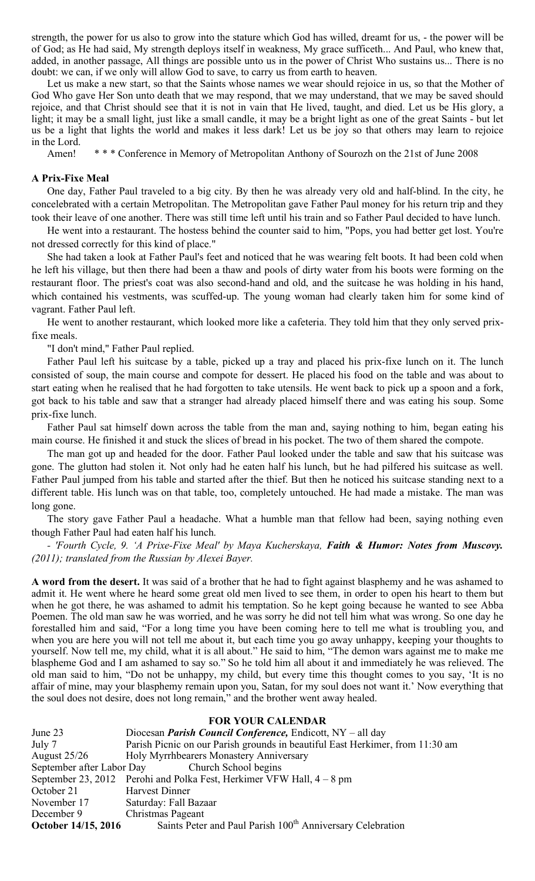strength, the power for us also to grow into the stature which God has willed, dreamt for us, - the power will be of God; as He had said, My strength deploys itself in weakness, My grace sufficeth... And Paul, who knew that, added, in another passage, All things are possible unto us in the power of Christ Who sustains us... There is no doubt: we can, if we only will allow God to save, to carry us from earth to heaven.

Let us make a new start, so that the Saints whose names we wear should rejoice in us, so that the Mother of God Who gave Her Son unto death that we may respond, that we may understand, that we may be saved should rejoice, and that Christ should see that it is not in vain that He lived, taught, and died. Let us be His glory, a light; it may be a small light, just like a small candle, it may be a bright light as one of the great Saints - but let us be a light that lights the world and makes it less dark! Let us be joy so that others may learn to rejoice in the Lord.

Amen! * * * Conference in Memory of Metropolitan Anthony of Sourozh on the 21st of June 2008

**A Prix-Fixe Meal**

One day, Father Paul traveled to a big city. By then he was already very old and half-blind. In the city, he concelebrated with a certain Metropolitan. The Metropolitan gave Father Paul money for his return trip and they took their leave of one another. There was still time left until his train and so Father Paul decided to have lunch.

He went into a restaurant. The hostess behind the counter said to him, "Pops, you had better get lost. You're not dressed correctly for this kind of place."

She had taken a look at Father Paul's feet and noticed that he was wearing felt boots. It had been cold when he left his village, but then there had been a thaw and pools of dirty water from his boots were forming on the restaurant floor. The priest's coat was also second-hand and old, and the suitcase he was holding in his hand, which contained his vestments, was scuffed-up. The young woman had clearly taken him for some kind of vagrant. Father Paul left.

He went to another restaurant, which looked more like a cafeteria. They told him that they only served prix-fixe meals.

"I don't mind," Father Paul replied.

Father Paul left his suitcase by a table, picked up a tray and placed his prix-fixe lunch on it. The lunch consisted of soup, the main course and compote for dessert. He placed his food on the table and was about to start eating when he realised that he had forgotten to take utensils. He went back to pick up a spoon and a fork, got back to his table and saw that a stranger had already placed himself there and was eating his soup. Some prix-fixe lunch.

Father Paul sat himself down across the table from the man and, saying nothing to him, began eating his main course. He finished it and stuck the slices of bread in his pocket. The two of them shared the compote.

The man got up and headed for the door. Father Paul looked under the table and saw that his suitcase was gone. The glutton had stolen it. Not only had he eaten half his lunch, but he had pilfered his suitcase as well. Father Paul jumped from his table and started after the thief. But then he noticed his suitcase standing next to a different table. His lunch was on that table, too, completely untouched. He had made a mistake. The man was long gone.

The story gave Father Paul a headache. What a humble man that fellow had been, saying nothing even though Father Paul had eaten half his lunch.

*- 'Fourth Cycle, 9. 'A Prix-Fixe Meal' by Maya Kucherskaya,* ***Faith & Humor: Notes from Muscovy.*** *(2011); translated from the Russian by Alexei Bayer.*

**A word from the desert.** It was said of a brother that he had to fight against blasphemy and he was ashamed to admit it. He went where he heard some great old men lived to see them, in order to open his heart to them but when he got there, he was ashamed to admit his temptation. So he kept going because he wanted to see Abba Poemen. The old man saw he was worried, and he was sorry he did not tell him what was wrong. So one day he forestalled him and said, "For a long time you have been coming here to tell me what is troubling you, and when you are here you will not tell me about it, but each time you go away unhappy, keeping your thoughts to yourself. Now tell me, my child, what it is all about." He said to him, "The demon wars against me to make me blaspheme God and I am ashamed to say so." So he told him all about it and immediately he was relieved. The old man said to him, "Do not be unhappy, my child, but every time this thought comes to you say, 'It is no affair of mine, may your blasphemy remain upon you, Satan, for my soul does not want it.' Now everything that the soul does not desire, does not long remain," and the brother went away healed.

**FOR YOUR CALENDAR**

| | |
|---|---|
| June 23 | Diocesan ***Parish Council Conference,*** Endicott, NY – all day |
| July 7 | Parish Picnic on our Parish grounds in beautiful East Herkimer, from 11:30 am |
| August 25/26 | Holy Myrrhbearers Monastery Anniversary |
| September after Labor Day | Church School begins |
| September 23, 2012 | Perohi and Polka Fest, Herkimer VFW Hall, 4 – 8 pm |
| October 21 | Harvest Dinner |
| November 17 | Saturday: Fall Bazaar |
| December 9 | Christmas Pageant |
| **October 14/15, 2016** | Saints Peter and Paul Parish 100th Anniversary Celebration |